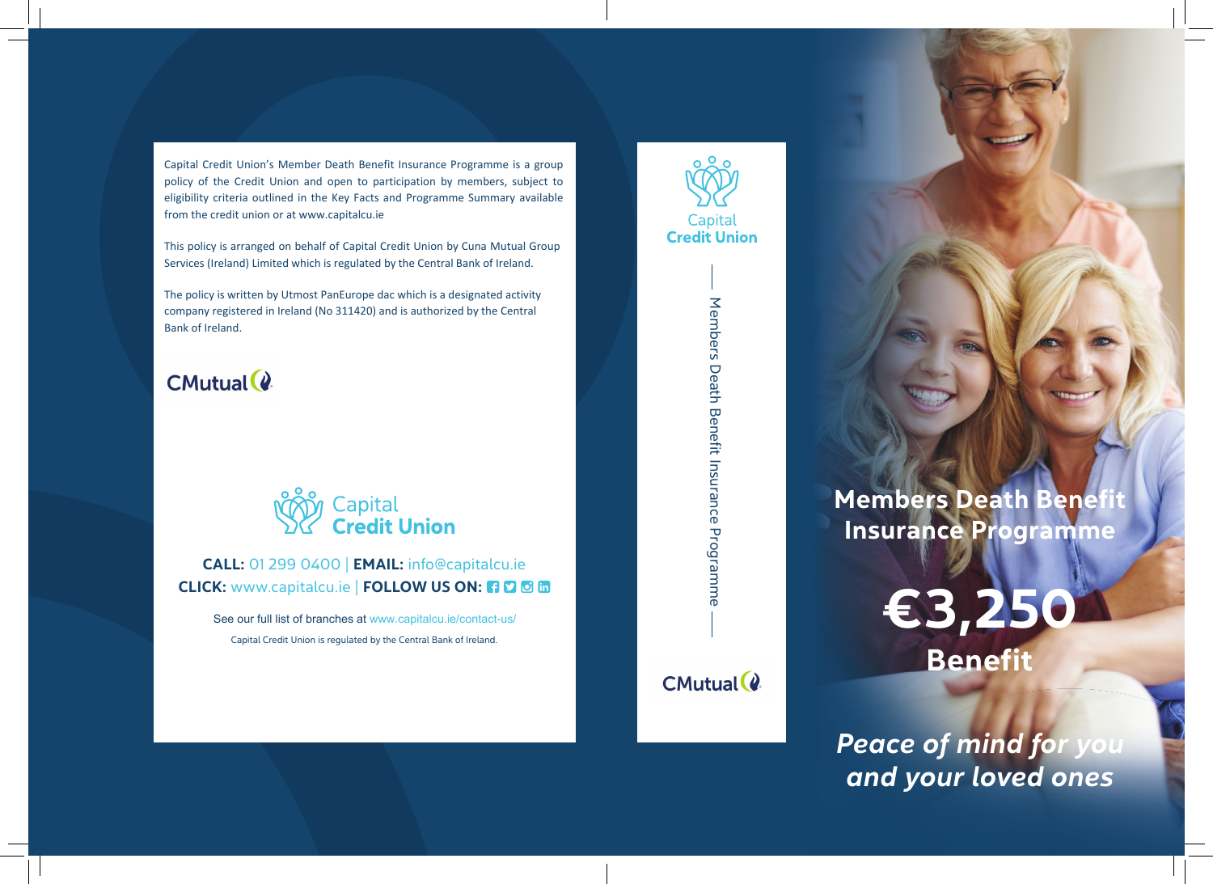Capital Credit Union's Member Death Benefit Insurance Programme is a group policy of the Credit Union and open to participation by members, subject to eligibility criteria outlined in the Key Facts and Programme Summary available from the credit union or at www.capitalcu.ie

This policy is arranged on behalf of Capital Credit Union by Cuna Mutual Group Services (Ireland) Limited which is regulated by the Central Bank of Ireland.

The policy is written by Utmost PanEurope dac which is a designated activity company registered in Ireland (No 311420) and is authorized by the Central Bank of Ireland.

CMutual

Capital **Credit Union**

**CALL:** 01 299 0400 | **EMAIL:** info@capitalcu.ie
**CLICK:** www.capitalcu.ie | **FOLLOW US ON:**

See our full list of branches at www.capitalcu.ie/contact-us/

Capital Credit Union is regulated by the Central Bank of Ireland.

Capital **Credit Union**

Members Death Benefit Insurance Programme

CMutual

# Members Death Benefit Insurance Programme

## €3,250 Benefit

***Peace of mind for you and your loved ones***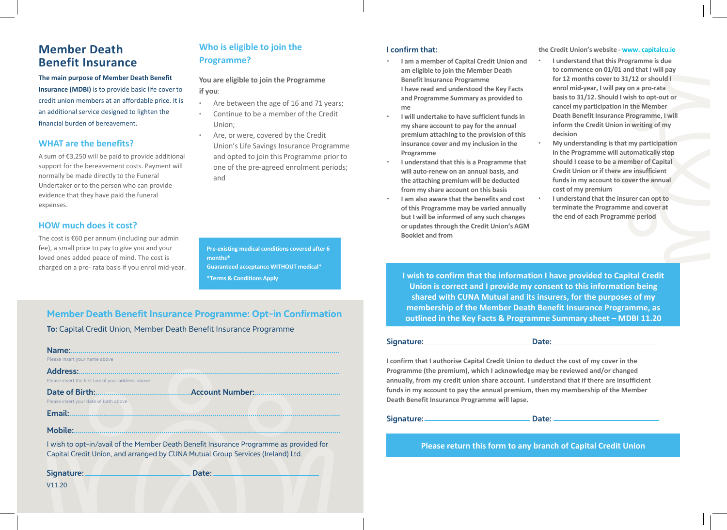# Member Death Benefit Insurance

**The main purpose of Member Death Benefit Insurance (MDBI)** is to provide basic life cover to credit union members at an affordable price. It is an additional service designed to lighten the financial burden of bereavement.

## WHAT are the benefits?

A sum of €3,250 will be paid to provide additional support for the bereavement costs. Payment will normally be made directly to the Funeral Undertaker or to the person who can provide evidence that they have paid the funeral expenses.

## HOW much does it cost?

The cost is €60 per annum (including our admin fee), a small price to pay to give you and your loved ones added peace of mind. The cost is charged on a pro- rata basis if you enrol mid-year.

## Who is eligible to join the Programme?

**You are eligible to join the Programme if you:**

- Are between the age of 16 and 71 years;
- Continue to be a member of the Credit Union;
- Are, or were, covered by the Credit Union's Life Savings Insurance Programme and opted to join this Programme prior to one of the pre-agreed enrolment periods; and

**Pre-existing medical conditions covered after 6 months***
**Guaranteed acceptance WITHOUT medical***
***Terms & Conditions Apply**

## Member Death Benefit Insurance Programme: Opt-in Confirmation

**To:** Capital Credit Union, Member Death Benefit Insurance Programme

**Name:**.....................................................................................................................
Please insert your name above

**Address:**.................................................................................................................
Please insert the first line of your address above

**Date of Birth:**.............................................. **Account Number:**..........................................
Please insert your date of birth above

**Email:**......................................................................................................................

**Mobile:**....................................................................................................................

I wish to opt-in/avail of the Member Death Benefit Insurance Programme as provided for Capital Credit Union, and arranged by CUNA Mutual Group Services (Ireland) Ltd.

**Signature:** ______________________ **Date:** ______________________

V11.20

## I confirm that:

- **I am a member of Capital Credit Union and am eligible to join the Member Death Benefit Insurance Programme**
  **I have read and understood the Key Facts and Programme Summary as provided to me**
- **I will undertake to have sufficient funds in my share account to pay for the annual premium attaching to the provision of this insurance cover and my inclusion in the Programme**
- **I understand that this is a Programme that will auto-renew on an annual basis, and the attaching premium will be deducted from my share account on this basis**
- **I am also aware that the benefits and cost of this Programme may be varied annually but I will be informed of any such changes or updates through the Credit Union's AGM Booklet and from the Credit Union's website - www. capitalcu.ie**
- **I understand that this Programme is due to commence on 01/01 and that I will pay for 12 months cover to 31/12 or should I enrol mid-year, I will pay on a pro-rata basis to 31/12. Should I wish to opt-out or cancel my participation in the Member Death Benefit Insurance Programme, I will inform the Credit Union in writing of my decision**
- **My understanding is that my participation in the Programme will automatically stop should I cease to be a member of Capital Credit Union or if there are insufficient funds in my account to cover the annual cost of my premium**
- **I understand that the insurer can opt to terminate the Programme and cover at the end of each Programme period**

**I wish to confirm that the information I have provided to Capital Credit Union is correct and I provide my consent to this information being shared with CUNA Mutual and its insurers, for the purposes of my membership of the Member Death Benefit Insurance Programme, as outlined in the Key Facts & Programme Summary sheet – MDBI 11.20**

**Signature:** ______________________ **Date:** ______________________

**I confirm that I authorise Capital Credit Union to deduct the cost of my cover in the Programme (the premium), which I acknowledge may be reviewed and/or changed annually, from my credit union share account. I understand that if there are insufficient funds in my account to pay the annual premium, then my membership of the Member Death Benefit Insurance Programme will lapse.**

**Signature:** ______________________ **Date:** ______________________

**Please return this form to any branch of Capital Credit Union**